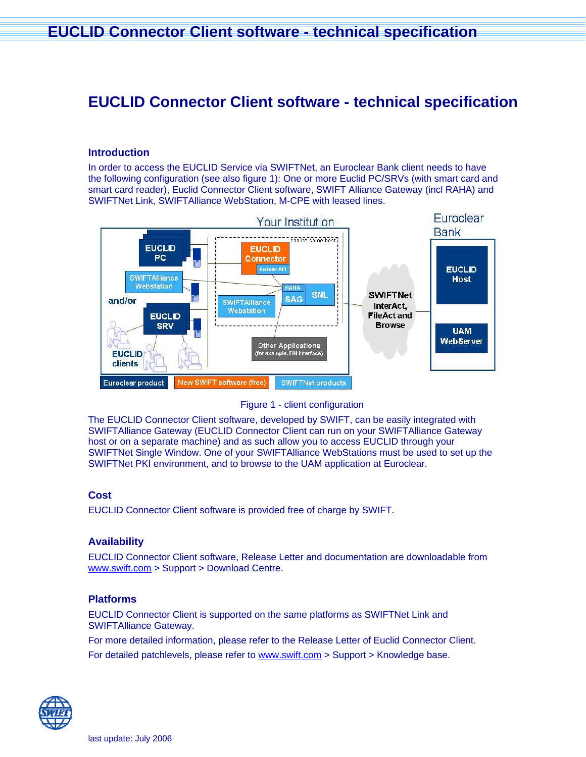# EUCLID Connector Client software - technical specification

## Introduction

In order to access the EUCLID Service via SWIFTNet, an Euroclear Bank client needs to have the following configuration (see also figure 1): One or more Euclid PC/SRVs (with smart card and smart card reader), Euclid Connector Client software, SWIFT Alliance Gateway (incl RAHA) and SWIFTNet Link, SWIFTAlliance WebStation, M-CPE with leased lines.

Figure 1 - client configuration

The EUCLID Connector Client software, developed by SWIFT, can be easily integrated with SWIFTAlliance Gateway (EUCLID Connector Client can run on your SWIFTAlliance Gateway host or on a separate machine) and as such allow you to access EUCLID through your SWIFTNet Single Window. One of your SWIFTAlliance WebStations must be used to set up the SWIFTNet PKI environment, and to browse to the UAM application at Euroclear.

## Cost

EUCLID Connector Client software is provided free of charge by SWIFT.

## Availability

EUCLID Connector Client software, Release Letter and documentation are downloadable from www.swift.com > Support > Download Centre.

## Platforms

EUCLID Connector Client is supported on the same platforms as SWIFTNet Link and SWIFTAlliance Gateway.

For more detailed information, please refer to the Release Letter of Euclid Connector Client.

For detailed patchlevels, please refer to www.swift.com > Support > Knowledge base.

last update: July 2006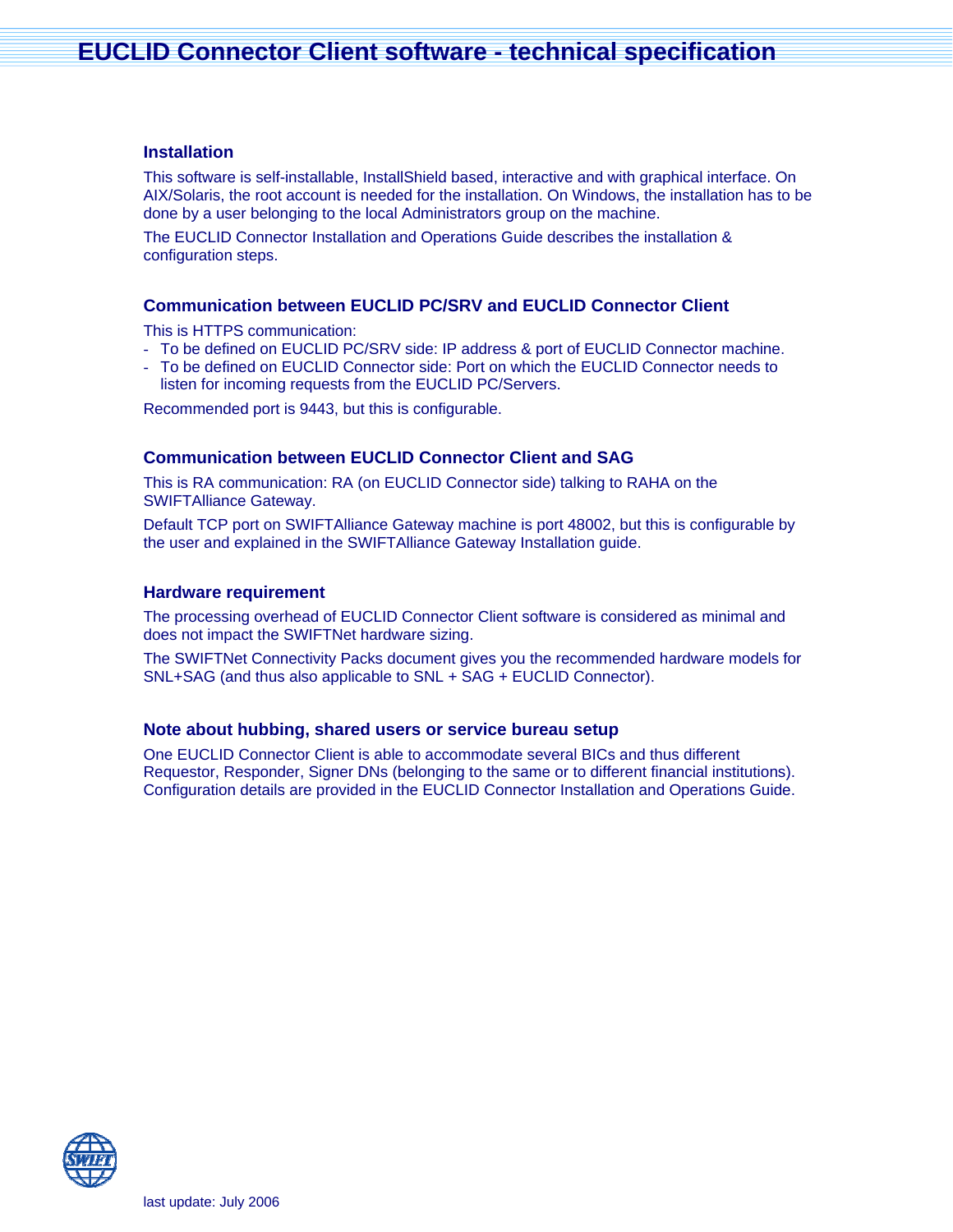# EUCLID Connector Client software - technical specification

## Installation

This software is self-installable, InstallShield based, interactive and with graphical interface. On AIX/Solaris, the root account is needed for the installation. On Windows, the installation has to be done by a user belonging to the local Administrators group on the machine.

The EUCLID Connector Installation and Operations Guide describes the installation & configuration steps.

## Communication between EUCLID PC/SRV and EUCLID Connector Client

This is HTTPS communication:

- To be defined on EUCLID PC/SRV side: IP address & port of EUCLID Connector machine.
- To be defined on EUCLID Connector side: Port on which the EUCLID Connector needs to listen for incoming requests from the EUCLID PC/Servers.

Recommended port is 9443, but this is configurable.

## Communication between EUCLID Connector Client and SAG

This is RA communication: RA (on EUCLID Connector side) talking to RAHA on the SWIFTAlliance Gateway.

Default TCP port on SWIFTAlliance Gateway machine is port 48002, but this is configurable by the user and explained in the SWIFTAlliance Gateway Installation guide.

## Hardware requirement

The processing overhead of EUCLID Connector Client software is considered as minimal and does not impact the SWIFTNet hardware sizing.

The SWIFTNet Connectivity Packs document gives you the recommended hardware models for SNL+SAG (and thus also applicable to SNL + SAG + EUCLID Connector).

## Note about hubbing, shared users or service bureau setup

One EUCLID Connector Client is able to accommodate several BICs and thus different Requestor, Responder, Signer DNs (belonging to the same or to different financial institutions). Configuration details are provided in the EUCLID Connector Installation and Operations Guide.

last update: July 2006